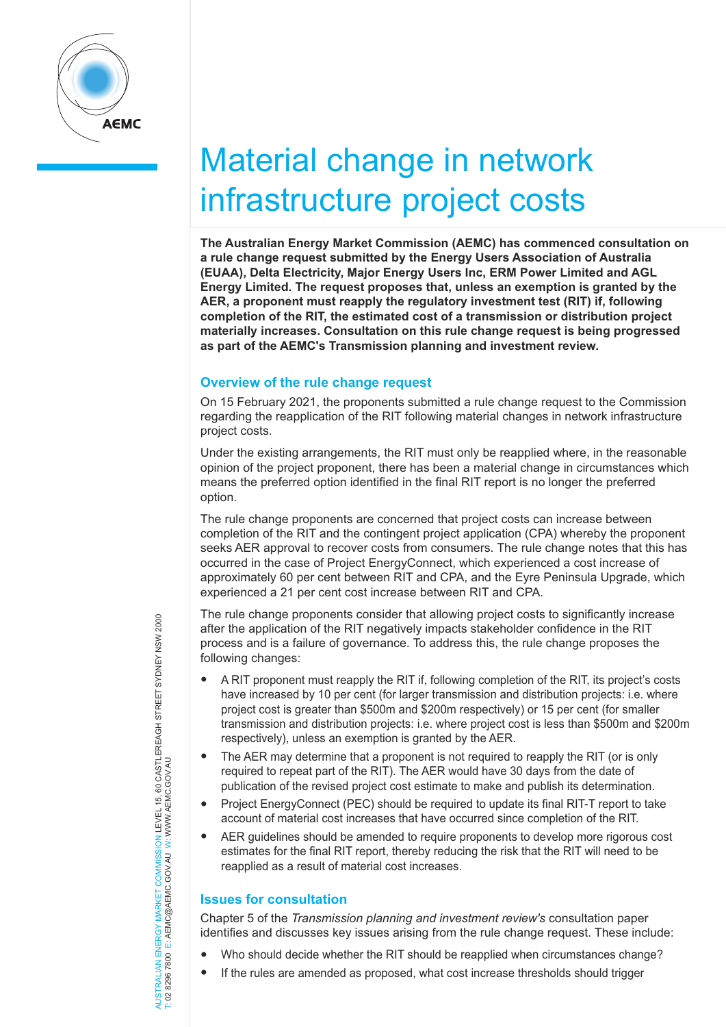# Material change in network infrastructure project costs

**The Australian Energy Market Commission (AEMC) has commenced consultation on a rule change request submitted by the Energy Users Association of Australia (EUAA), Delta Electricity, Major Energy Users Inc, ERM Power Limited and AGL Energy Limited. The request proposes that, unless an exemption is granted by the AER, a proponent must reapply the regulatory investment test (RIT) if, following completion of the RIT, the estimated cost of a transmission or distribution project materially increases. Consultation on this rule change request is being progressed as part of the AEMC's Transmission planning and investment review.**

## Overview of the rule change request

On 15 February 2021, the proponents submitted a rule change request to the Commission regarding the reapplication of the RIT following material changes in network infrastructure project costs.

Under the existing arrangements, the RIT must only be reapplied where, in the reasonable opinion of the project proponent, there has been a material change in circumstances which means the preferred option identified in the final RIT report is no longer the preferred option.

The rule change proponents are concerned that project costs can increase between completion of the RIT and the contingent project application (CPA) whereby the proponent seeks AER approval to recover costs from consumers. The rule change notes that this has occurred in the case of Project EnergyConnect, which experienced a cost increase of approximately 60 per cent between RIT and CPA, and the Eyre Peninsula Upgrade, which experienced a 21 per cent cost increase between RIT and CPA.

The rule change proponents consider that allowing project costs to significantly increase after the application of the RIT negatively impacts stakeholder confidence in the RIT process and is a failure of governance. To address this, the rule change proposes the following changes:

- A RIT proponent must reapply the RIT if, following completion of the RIT, its project's costs have increased by 10 per cent (for larger transmission and distribution projects: i.e. where project cost is greater than $500m and $200m respectively) or 15 per cent (for smaller transmission and distribution projects: i.e. where project cost is less than $500m and $200m respectively), unless an exemption is granted by the AER.
- The AER may determine that a proponent is not required to reapply the RIT (or is only required to repeat part of the RIT). The AER would have 30 days from the date of publication of the revised project cost estimate to make and publish its determination.
- Project EnergyConnect (PEC) should be required to update its final RIT-T report to take account of material cost increases that have occurred since completion of the RIT.
- AER guidelines should be amended to require proponents to develop more rigorous cost estimates for the final RIT report, thereby reducing the risk that the RIT will need to be reapplied as a result of material cost increases.

## Issues for consultation

Chapter 5 of the *Transmission planning and investment review's* consultation paper identifies and discusses key issues arising from the rule change request. These include:

- Who should decide whether the RIT should be reapplied when circumstances change?
- If the rules are amended as proposed, what cost increase thresholds should trigger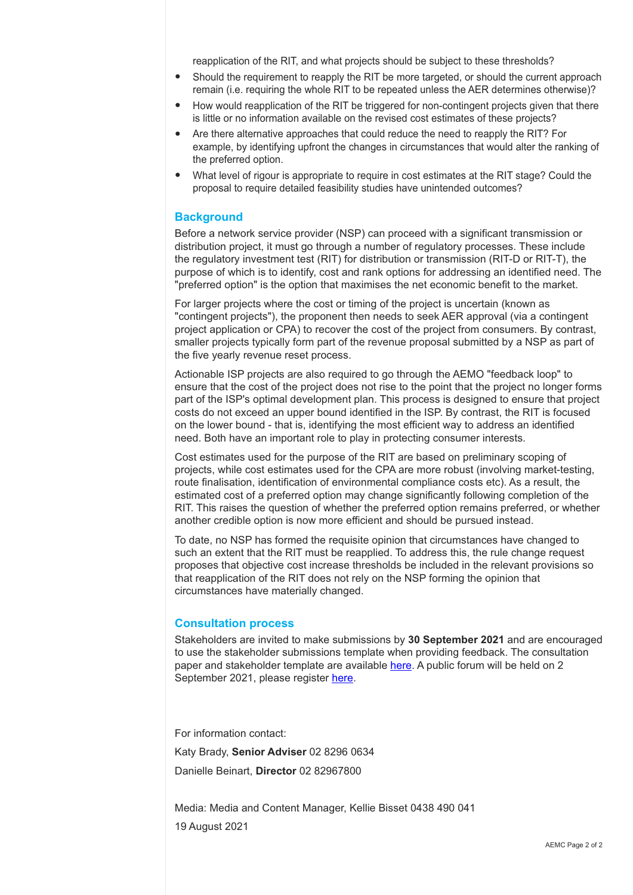reapplication of the RIT, and what projects should be subject to these thresholds?

- Should the requirement to reapply the RIT be more targeted, or should the current approach remain (i.e. requiring the whole RIT to be repeated unless the AER determines otherwise)?
- How would reapplication of the RIT be triggered for non-contingent projects given that there is little or no information available on the revised cost estimates of these projects?
- Are there alternative approaches that could reduce the need to reapply the RIT? For example, by identifying upfront the changes in circumstances that would alter the ranking of the preferred option.
- What level of rigour is appropriate to require in cost estimates at the RIT stage? Could the proposal to require detailed feasibility studies have unintended outcomes?

## Background

Before a network service provider (NSP) can proceed with a significant transmission or distribution project, it must go through a number of regulatory processes. These include the regulatory investment test (RIT) for distribution or transmission (RIT-D or RIT-T), the purpose of which is to identify, cost and rank options for addressing an identified need. The "preferred option" is the option that maximises the net economic benefit to the market.

For larger projects where the cost or timing of the project is uncertain (known as "contingent projects"), the proponent then needs to seek AER approval (via a contingent project application or CPA) to recover the cost of the project from consumers. By contrast, smaller projects typically form part of the revenue proposal submitted by a NSP as part of the five yearly revenue reset process.

Actionable ISP projects are also required to go through the AEMO "feedback loop" to ensure that the cost of the project does not rise to the point that the project no longer forms part of the ISP's optimal development plan. This process is designed to ensure that project costs do not exceed an upper bound identified in the ISP. By contrast, the RIT is focused on the lower bound - that is, identifying the most efficient way to address an identified need. Both have an important role to play in protecting consumer interests.

Cost estimates used for the purpose of the RIT are based on preliminary scoping of projects, while cost estimates used for the CPA are more robust (involving market-testing, route finalisation, identification of environmental compliance costs etc). As a result, the estimated cost of a preferred option may change significantly following completion of the RIT. This raises the question of whether the preferred option remains preferred, or whether another credible option is now more efficient and should be pursued instead.

To date, no NSP has formed the requisite opinion that circumstances have changed to such an extent that the RIT must be reapplied. To address this, the rule change request proposes that objective cost increase thresholds be included in the relevant provisions so that reapplication of the RIT does not rely on the NSP forming the opinion that circumstances have materially changed.

## Consultation process

Stakeholders are invited to make submissions by **30 September 2021** and are encouraged to use the stakeholder submissions template when providing feedback. The consultation paper and stakeholder template are available here. A public forum will be held on 2 September 2021, please register here.

For information contact:

Katy Brady, **Senior Adviser** 02 8296 0634

Danielle Beinart, **Director** 02 82967800

Media: Media and Content Manager, Kellie Bisset 0438 490 041

19 August 2021